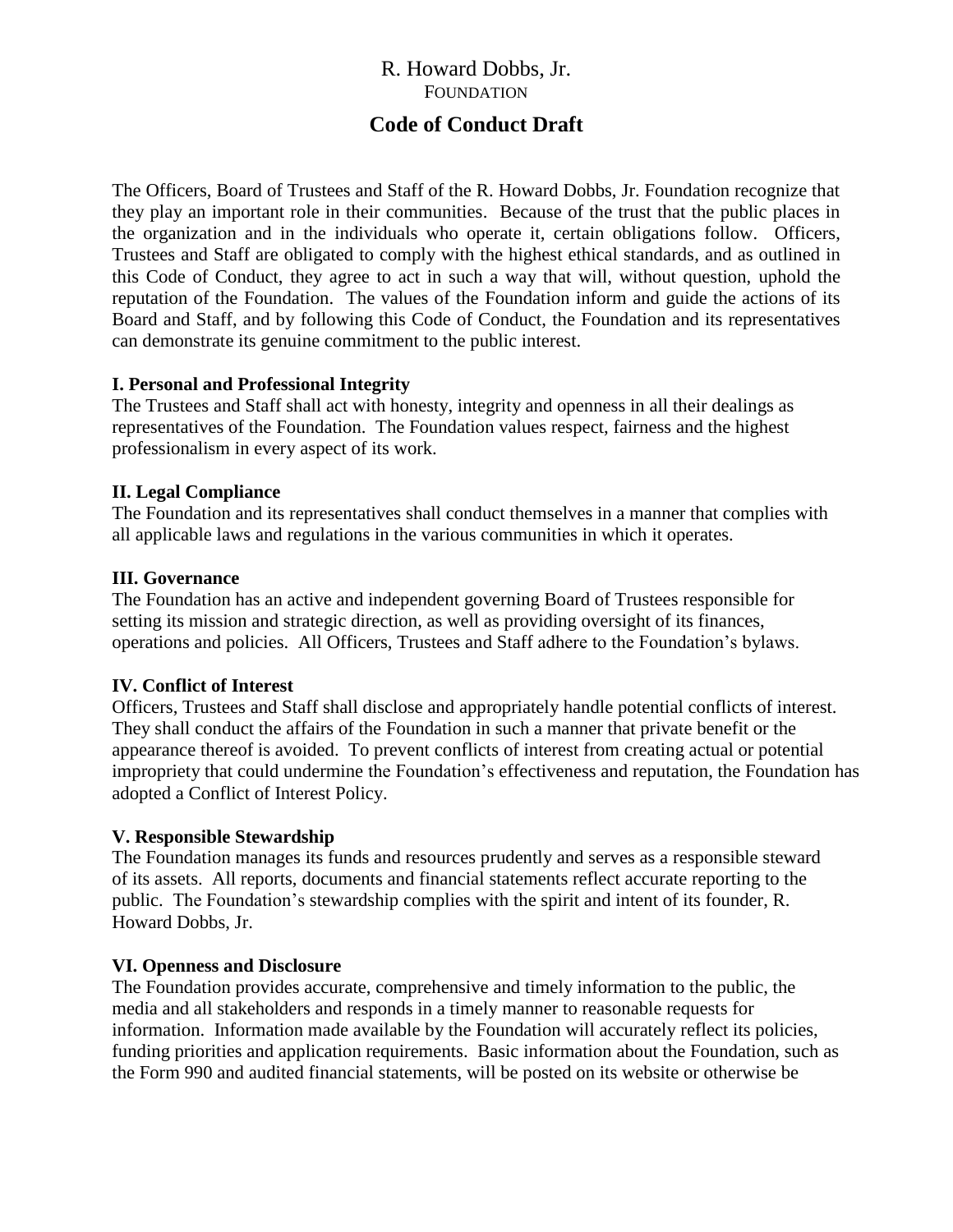# R. Howard Dobbs, Jr.

FOUNDATION

## Code of Conduct Draft

The Officers, Board of Trustees and Staff of the R. Howard Dobbs, Jr. Foundation recognize that they play an important role in their communities. Because of the trust that the public places in the organization and in the individuals who operate it, certain obligations follow. Officers, Trustees and Staff are obligated to comply with the highest ethical standards, and as outlined in this Code of Conduct, they agree to act in such a way that will, without question, uphold the reputation of the Foundation. The values of the Foundation inform and guide the actions of its Board and Staff, and by following this Code of Conduct, the Foundation and its representatives can demonstrate its genuine commitment to the public interest.

**I. Personal and Professional Integrity**

The Trustees and Staff shall act with honesty, integrity and openness in all their dealings as representatives of the Foundation. The Foundation values respect, fairness and the highest professionalism in every aspect of its work.

**II. Legal Compliance**

The Foundation and its representatives shall conduct themselves in a manner that complies with all applicable laws and regulations in the various communities in which it operates.

**III. Governance**

The Foundation has an active and independent governing Board of Trustees responsible for setting its mission and strategic direction, as well as providing oversight of its finances, operations and policies. All Officers, Trustees and Staff adhere to the Foundation's bylaws.

**IV. Conflict of Interest**

Officers, Trustees and Staff shall disclose and appropriately handle potential conflicts of interest. They shall conduct the affairs of the Foundation in such a manner that private benefit or the appearance thereof is avoided. To prevent conflicts of interest from creating actual or potential impropriety that could undermine the Foundation's effectiveness and reputation, the Foundation has adopted a Conflict of Interest Policy.

**V. Responsible Stewardship**

The Foundation manages its funds and resources prudently and serves as a responsible steward of its assets. All reports, documents and financial statements reflect accurate reporting to the public. The Foundation's stewardship complies with the spirit and intent of its founder, R. Howard Dobbs, Jr.

**VI. Openness and Disclosure**

The Foundation provides accurate, comprehensive and timely information to the public, the media and all stakeholders and responds in a timely manner to reasonable requests for information. Information made available by the Foundation will accurately reflect its policies, funding priorities and application requirements. Basic information about the Foundation, such as the Form 990 and audited financial statements, will be posted on its website or otherwise be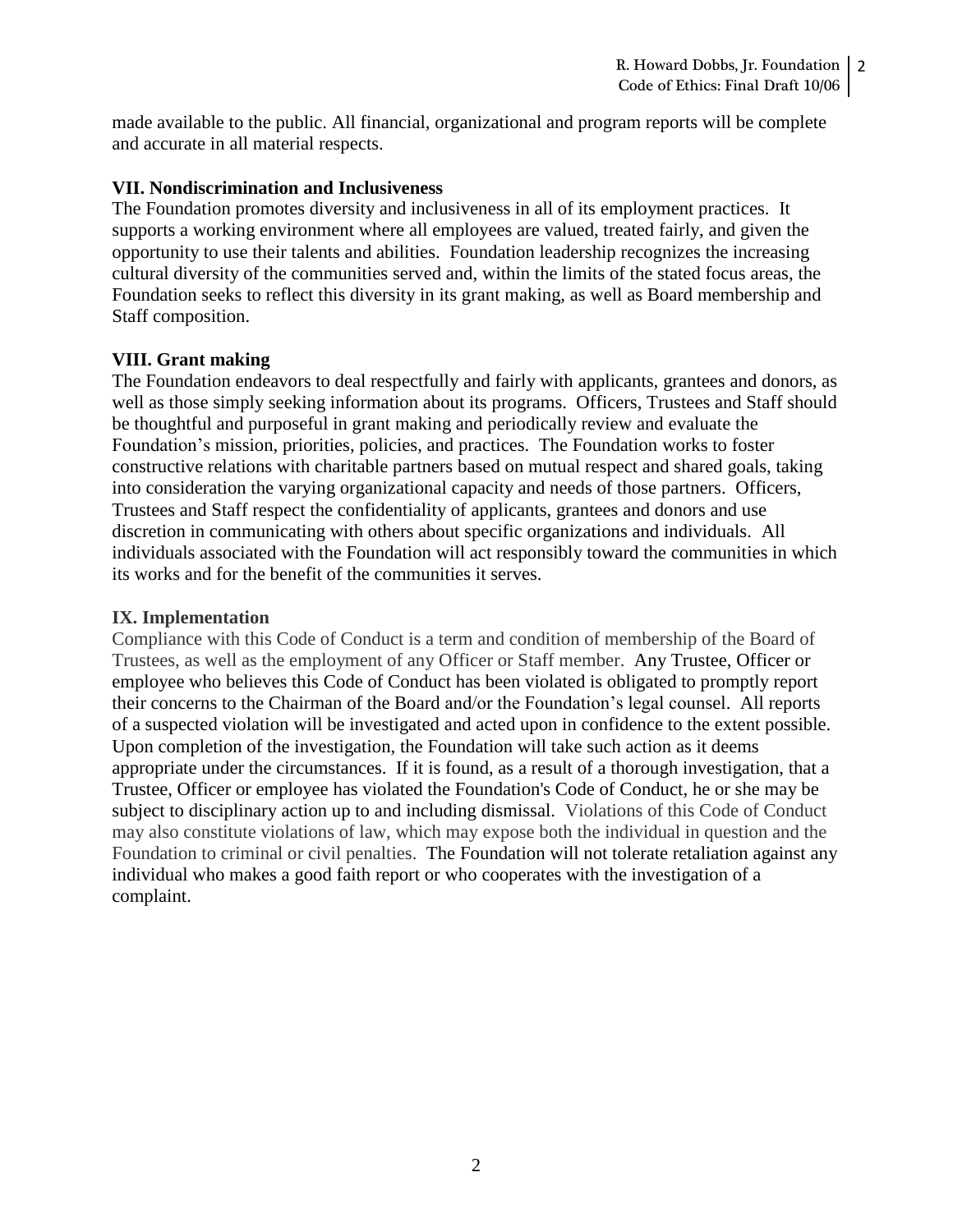made available to the public. All financial, organizational and program reports will be complete and accurate in all material respects.

**VII. Nondiscrimination and Inclusiveness**

The Foundation promotes diversity and inclusiveness in all of its employment practices. It supports a working environment where all employees are valued, treated fairly, and given the opportunity to use their talents and abilities. Foundation leadership recognizes the increasing cultural diversity of the communities served and, within the limits of the stated focus areas, the Foundation seeks to reflect this diversity in its grant making, as well as Board membership and Staff composition.

**VIII. Grant making**

The Foundation endeavors to deal respectfully and fairly with applicants, grantees and donors, as well as those simply seeking information about its programs. Officers, Trustees and Staff should be thoughtful and purposeful in grant making and periodically review and evaluate the Foundation's mission, priorities, policies, and practices. The Foundation works to foster constructive relations with charitable partners based on mutual respect and shared goals, taking into consideration the varying organizational capacity and needs of those partners. Officers, Trustees and Staff respect the confidentiality of applicants, grantees and donors and use discretion in communicating with others about specific organizations and individuals. All individuals associated with the Foundation will act responsibly toward the communities in which its works and for the benefit of the communities it serves.

**IX. Implementation**

Compliance with this Code of Conduct is a term and condition of membership of the Board of Trustees, as well as the employment of any Officer or Staff member. Any Trustee, Officer or employee who believes this Code of Conduct has been violated is obligated to promptly report their concerns to the Chairman of the Board and/or the Foundation's legal counsel. All reports of a suspected violation will be investigated and acted upon in confidence to the extent possible. Upon completion of the investigation, the Foundation will take such action as it deems appropriate under the circumstances. If it is found, as a result of a thorough investigation, that a Trustee, Officer or employee has violated the Foundation's Code of Conduct, he or she may be subject to disciplinary action up to and including dismissal. Violations of this Code of Conduct may also constitute violations of law, which may expose both the individual in question and the Foundation to criminal or civil penalties. The Foundation will not tolerate retaliation against any individual who makes a good faith report or who cooperates with the investigation of a complaint.